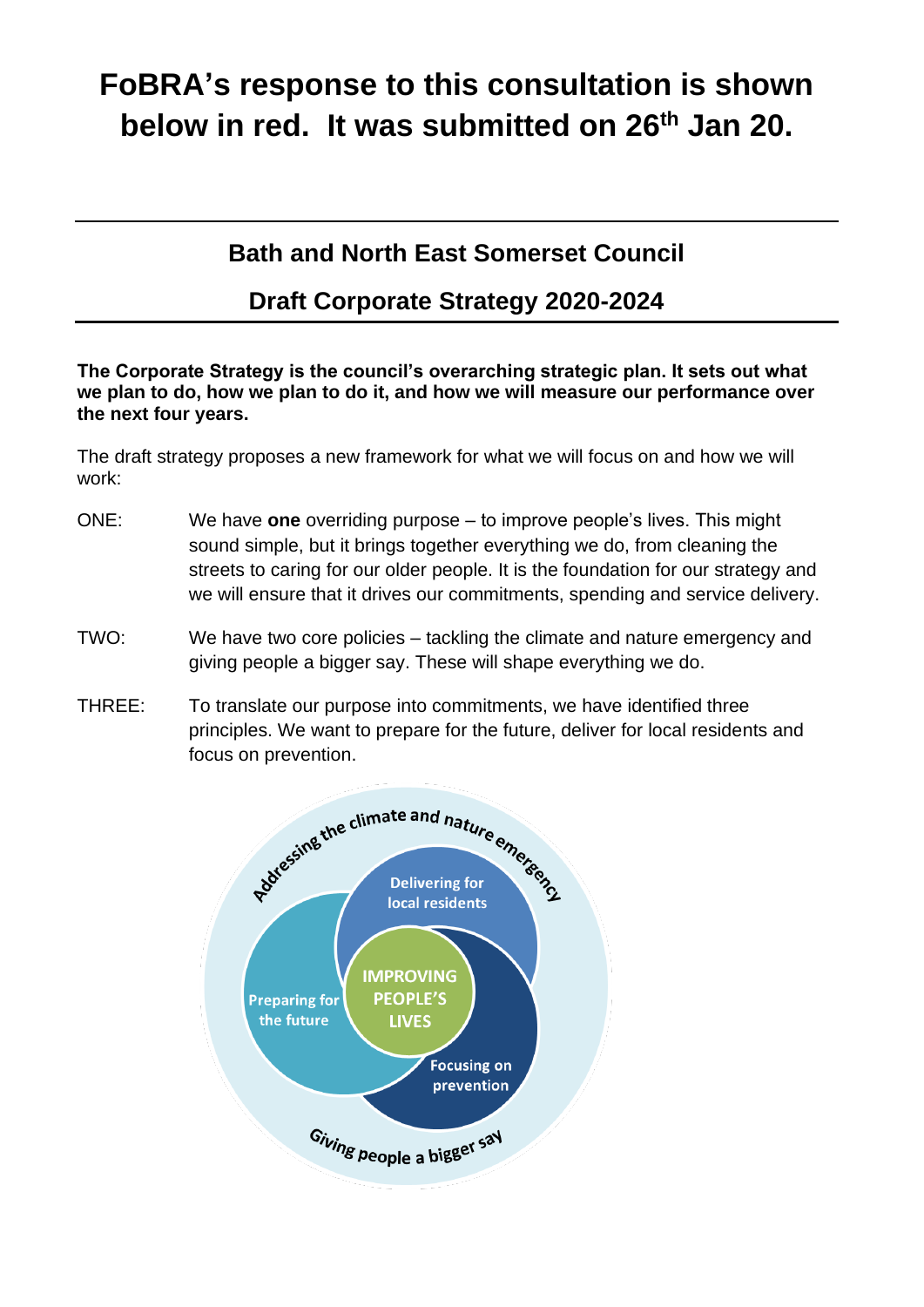# FoBRA's response to this consultation is shown below in red. It was submitted on 26th Jan 20.

---

## Bath and North East Somerset Council

## Draft Corporate Strategy 2020-2024

---

**The Corporate Strategy is the council's overarching strategic plan. It sets out what we plan to do, how we plan to do it, and how we will measure our performance over the next four years.**

The draft strategy proposes a new framework for what we will focus on and how we will work:

ONE: We have **one** overriding purpose – to improve people's lives. This might sound simple, but it brings together everything we do, from cleaning the streets to caring for our older people. It is the foundation for our strategy and we will ensure that it drives our commitments, spending and service delivery.

TWO: We have two core policies – tackling the climate and nature emergency and giving people a bigger say. These will shape everything we do.

THREE: To translate our purpose into commitments, we have identified three principles. We want to prepare for the future, deliver for local residents and focus on prevention.

Addressing the climate and nature emergency

Delivering for local residents

Preparing for the future

IMPROVING PEOPLE'S LIVES

Focusing on prevention

Giving people a bigger say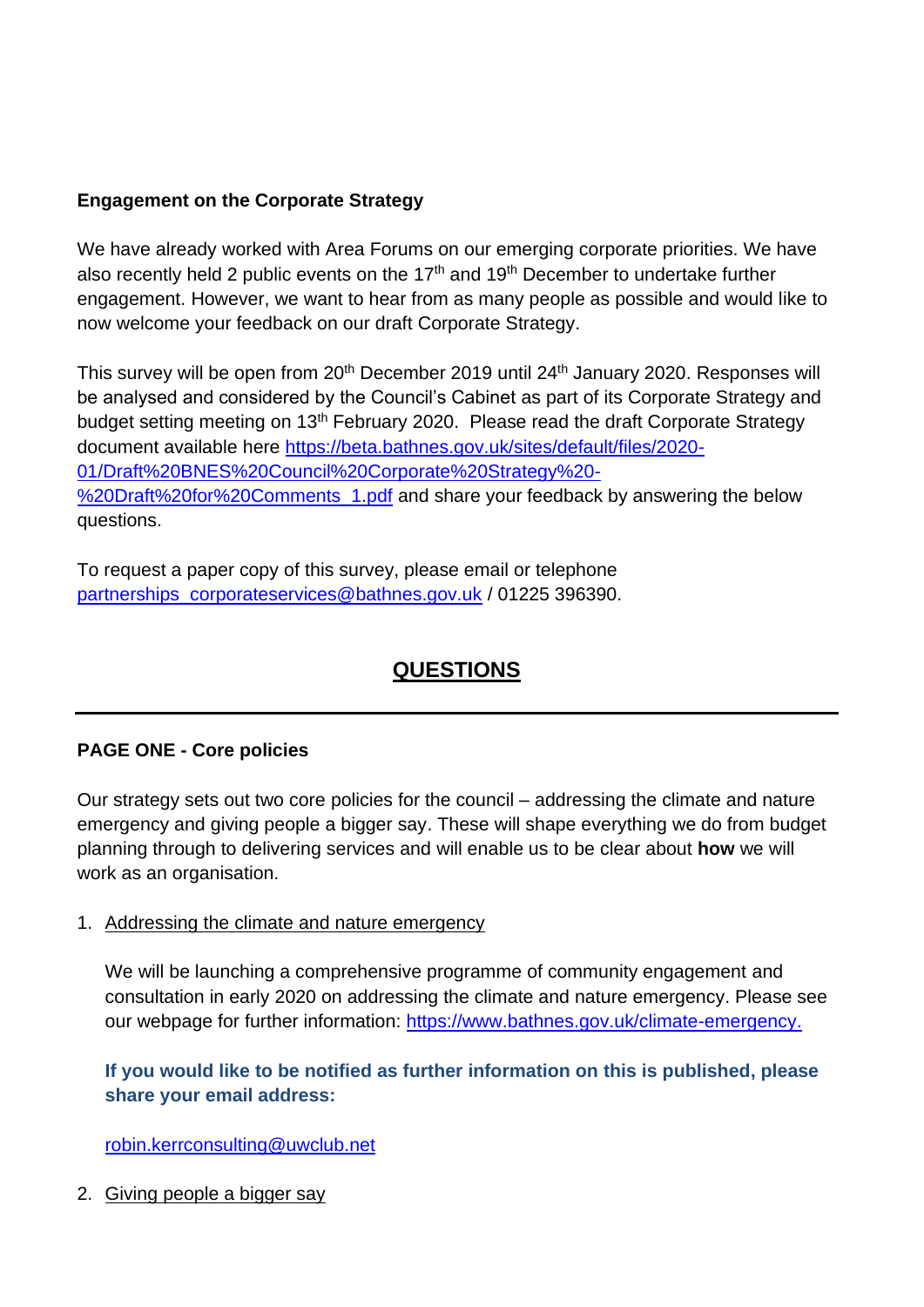**Engagement on the Corporate Strategy**

We have already worked with Area Forums on our emerging corporate priorities. We have also recently held 2 public events on the 17th and 19th December to undertake further engagement. However, we want to hear from as many people as possible and would like to now welcome your feedback on our draft Corporate Strategy.

This survey will be open from 20th December 2019 until 24th January 2020. Responses will be analysed and considered by the Council's Cabinet as part of its Corporate Strategy and budget setting meeting on 13th February 2020. Please read the draft Corporate Strategy document available here https://beta.bathnes.gov.uk/sites/default/files/2020-01/Draft%20BNES%20Council%20Corporate%20Strategy%20-%20Draft%20for%20Comments_1.pdf and share your feedback by answering the below questions.

To request a paper copy of this survey, please email or telephone partnerships_corporateservices@bathnes.gov.uk / 01225 396390.

## QUESTIONS

---

### PAGE ONE - Core policies

Our strategy sets out two core policies for the council – addressing the climate and nature emergency and giving people a bigger say. These will shape everything we do from budget planning through to delivering services and will enable us to be clear about **how** we will work as an organisation.

1. Addressing the climate and nature emergency

   We will be launching a comprehensive programme of community engagement and consultation in early 2020 on addressing the climate and nature emergency. Please see our webpage for further information: https://www.bathnes.gov.uk/climate-emergency.

   **If you would like to be notified as further information on this is published, please share your email address:**

   robin.kerrconsulting@uwclub.net

2. Giving people a bigger say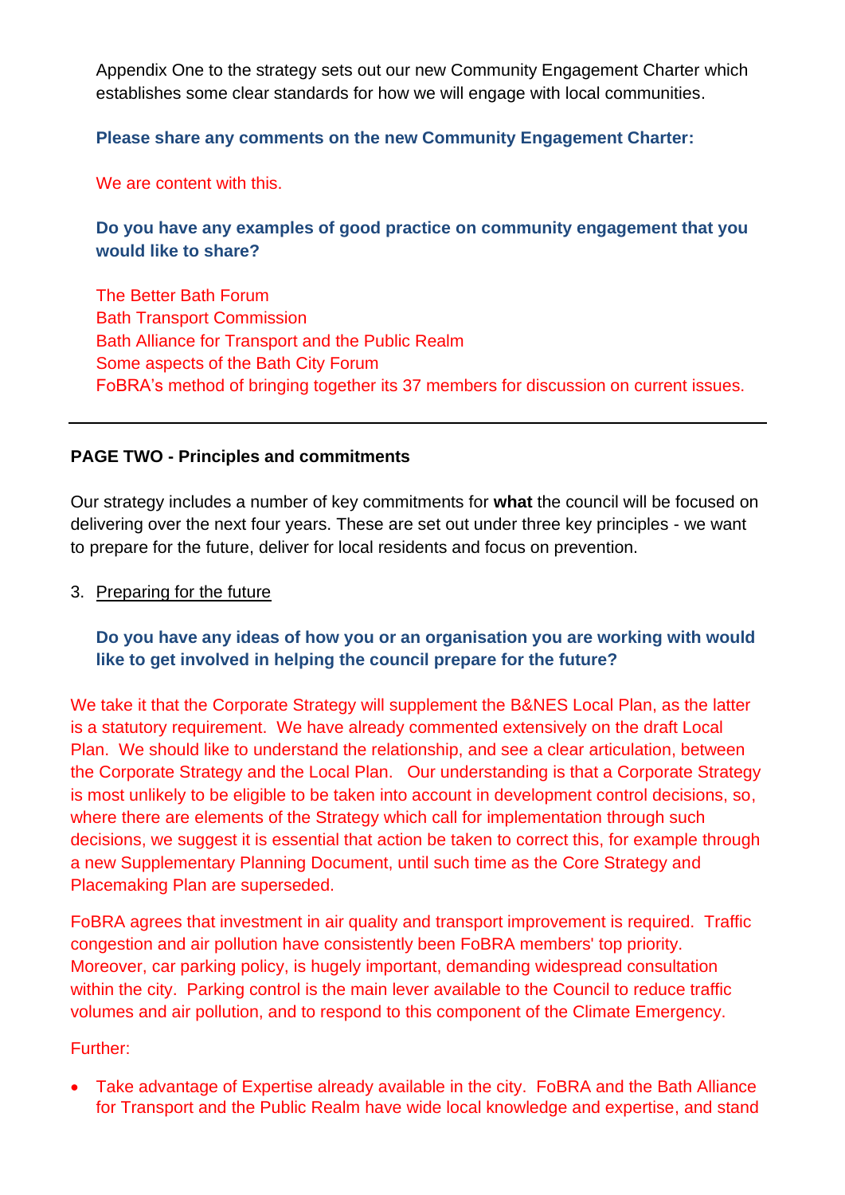Appendix One to the strategy sets out our new Community Engagement Charter which establishes some clear standards for how we will engage with local communities.

**Please share any comments on the new Community Engagement Charter:**

We are content with this.

**Do you have any examples of good practice on community engagement that you would like to share?**

The Better Bath Forum
Bath Transport Commission
Bath Alliance for Transport and the Public Realm
Some aspects of the Bath City Forum
FoBRA's method of bringing together its 37 members for discussion on current issues.

---

**PAGE TWO - Principles and commitments**

Our strategy includes a number of key commitments for **what** the council will be focused on delivering over the next four years. These are set out under three key principles - we want to prepare for the future, deliver for local residents and focus on prevention.

3. Preparing for the future

**Do you have any ideas of how you or an organisation you are working with would like to get involved in helping the council prepare for the future?**

We take it that the Corporate Strategy will supplement the B&NES Local Plan, as the latter is a statutory requirement. We have already commented extensively on the draft Local Plan. We should like to understand the relationship, and see a clear articulation, between the Corporate Strategy and the Local Plan. Our understanding is that a Corporate Strategy is most unlikely to be eligible to be taken into account in development control decisions, so, where there are elements of the Strategy which call for implementation through such decisions, we suggest it is essential that action be taken to correct this, for example through a new Supplementary Planning Document, until such time as the Core Strategy and Placemaking Plan are superseded.

FoBRA agrees that investment in air quality and transport improvement is required. Traffic congestion and air pollution have consistently been FoBRA members' top priority. Moreover, car parking policy, is hugely important, demanding widespread consultation within the city. Parking control is the main lever available to the Council to reduce traffic volumes and air pollution, and to respond to this component of the Climate Emergency.

Further:

- Take advantage of Expertise already available in the city. FoBRA and the Bath Alliance for Transport and the Public Realm have wide local knowledge and expertise, and stand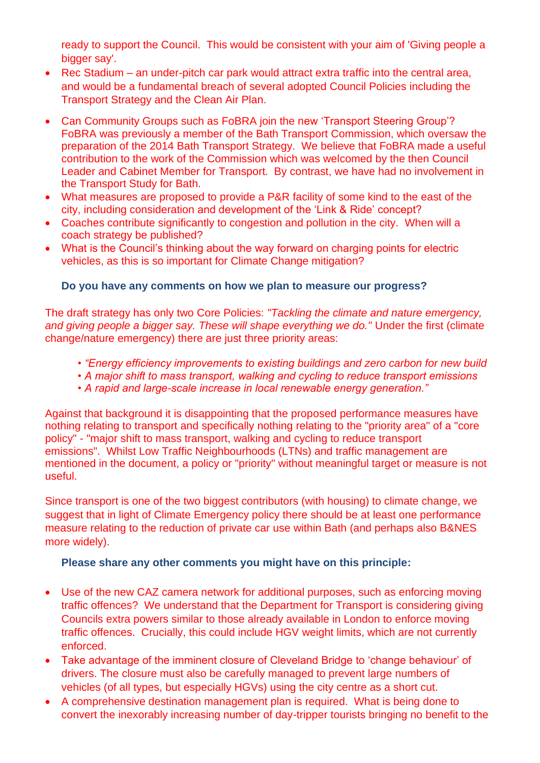ready to support the Council. This would be consistent with your aim of 'Giving people a bigger say'.

- Rec Stadium – an under-pitch car park would attract extra traffic into the central area, and would be a fundamental breach of several adopted Council Policies including the Transport Strategy and the Clean Air Plan.

- Can Community Groups such as FoBRA join the new 'Transport Steering Group'? FoBRA was previously a member of the Bath Transport Commission, which oversaw the preparation of the 2014 Bath Transport Strategy. We believe that FoBRA made a useful contribution to the work of the Commission which was welcomed by the then Council Leader and Cabinet Member for Transport. By contrast, we have had no involvement in the Transport Study for Bath.
- What measures are proposed to provide a P&R facility of some kind to the east of the city, including consideration and development of the 'Link & Ride' concept?
- Coaches contribute significantly to congestion and pollution in the city. When will a coach strategy be published?
- What is the Council's thinking about the way forward on charging points for electric vehicles, as this is so important for Climate Change mitigation?

**Do you have any comments on how we plan to measure our progress?**

The draft strategy has only two Core Policies: *"Tackling the climate and nature emergency, and giving people a bigger say. These will shape everything we do."* Under the first (climate change/nature emergency) there are just three priority areas:

- *"Energy efficiency improvements to existing buildings and zero carbon for new build*
- *A major shift to mass transport, walking and cycling to reduce transport emissions*
- *A rapid and large-scale increase in local renewable energy generation."*

Against that background it is disappointing that the proposed performance measures have nothing relating to transport and specifically nothing relating to the "priority area" of a "core policy" - "major shift to mass transport, walking and cycling to reduce transport emissions". Whilst Low Traffic Neighbourhoods (LTNs) and traffic management are mentioned in the document, a policy or "priority" without meaningful target or measure is not useful.

Since transport is one of the two biggest contributors (with housing) to climate change, we suggest that in light of Climate Emergency policy there should be at least one performance measure relating to the reduction of private car use within Bath (and perhaps also B&NES more widely).

**Please share any other comments you might have on this principle:**

- Use of the new CAZ camera network for additional purposes, such as enforcing moving traffic offences? We understand that the Department for Transport is considering giving Councils extra powers similar to those already available in London to enforce moving traffic offences. Crucially, this could include HGV weight limits, which are not currently enforced.
- Take advantage of the imminent closure of Cleveland Bridge to 'change behaviour' of drivers. The closure must also be carefully managed to prevent large numbers of vehicles (of all types, but especially HGVs) using the city centre as a short cut.
- A comprehensive destination management plan is required. What is being done to convert the inexorably increasing number of day-tripper tourists bringing no benefit to the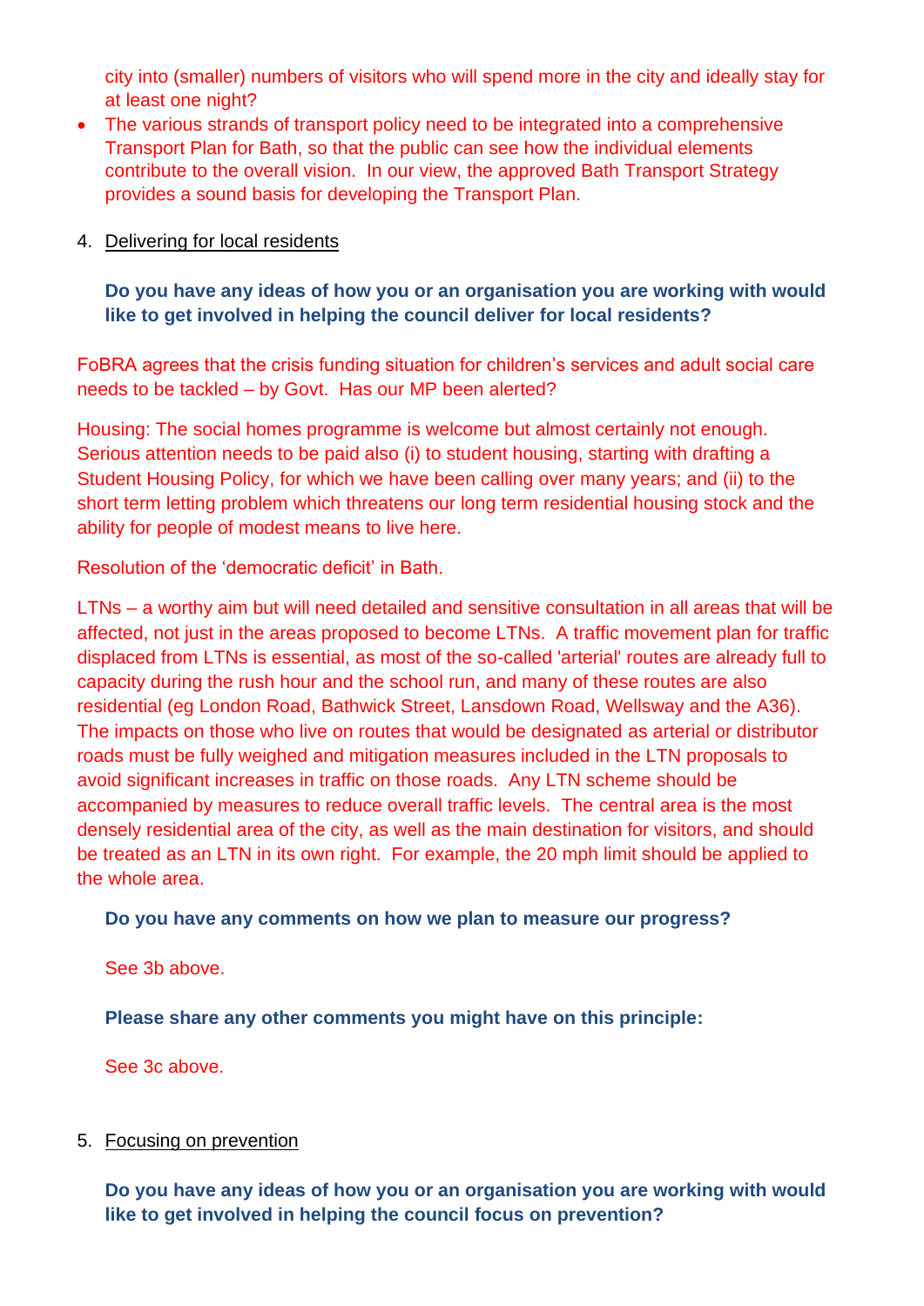city into (smaller) numbers of visitors who will spend more in the city and ideally stay for at least one night?

- The various strands of transport policy need to be integrated into a comprehensive Transport Plan for Bath, so that the public can see how the individual elements contribute to the overall vision. In our view, the approved Bath Transport Strategy provides a sound basis for developing the Transport Plan.

4. Delivering for local residents

**Do you have any ideas of how you or an organisation you are working with would like to get involved in helping the council deliver for local residents?**

FoBRA agrees that the crisis funding situation for children's services and adult social care needs to be tackled – by Govt. Has our MP been alerted?

Housing: The social homes programme is welcome but almost certainly not enough. Serious attention needs to be paid also (i) to student housing, starting with drafting a Student Housing Policy, for which we have been calling over many years; and (ii) to the short term letting problem which threatens our long term residential housing stock and the ability for people of modest means to live here.

Resolution of the 'democratic deficit' in Bath.

LTNs – a worthy aim but will need detailed and sensitive consultation in all areas that will be affected, not just in the areas proposed to become LTNs. A traffic movement plan for traffic displaced from LTNs is essential, as most of the so-called 'arterial' routes are already full to capacity during the rush hour and the school run, and many of these routes are also residential (eg London Road, Bathwick Street, Lansdown Road, Wellsway and the A36). The impacts on those who live on routes that would be designated as arterial or distributor roads must be fully weighed and mitigation measures included in the LTN proposals to avoid significant increases in traffic on those roads. Any LTN scheme should be accompanied by measures to reduce overall traffic levels. The central area is the most densely residential area of the city, as well as the main destination for visitors, and should be treated as an LTN in its own right. For example, the 20 mph limit should be applied to the whole area.

**Do you have any comments on how we plan to measure our progress?**

See 3b above.

**Please share any other comments you might have on this principle:**

See 3c above.

5. Focusing on prevention

**Do you have any ideas of how you or an organisation you are working with would like to get involved in helping the council focus on prevention?**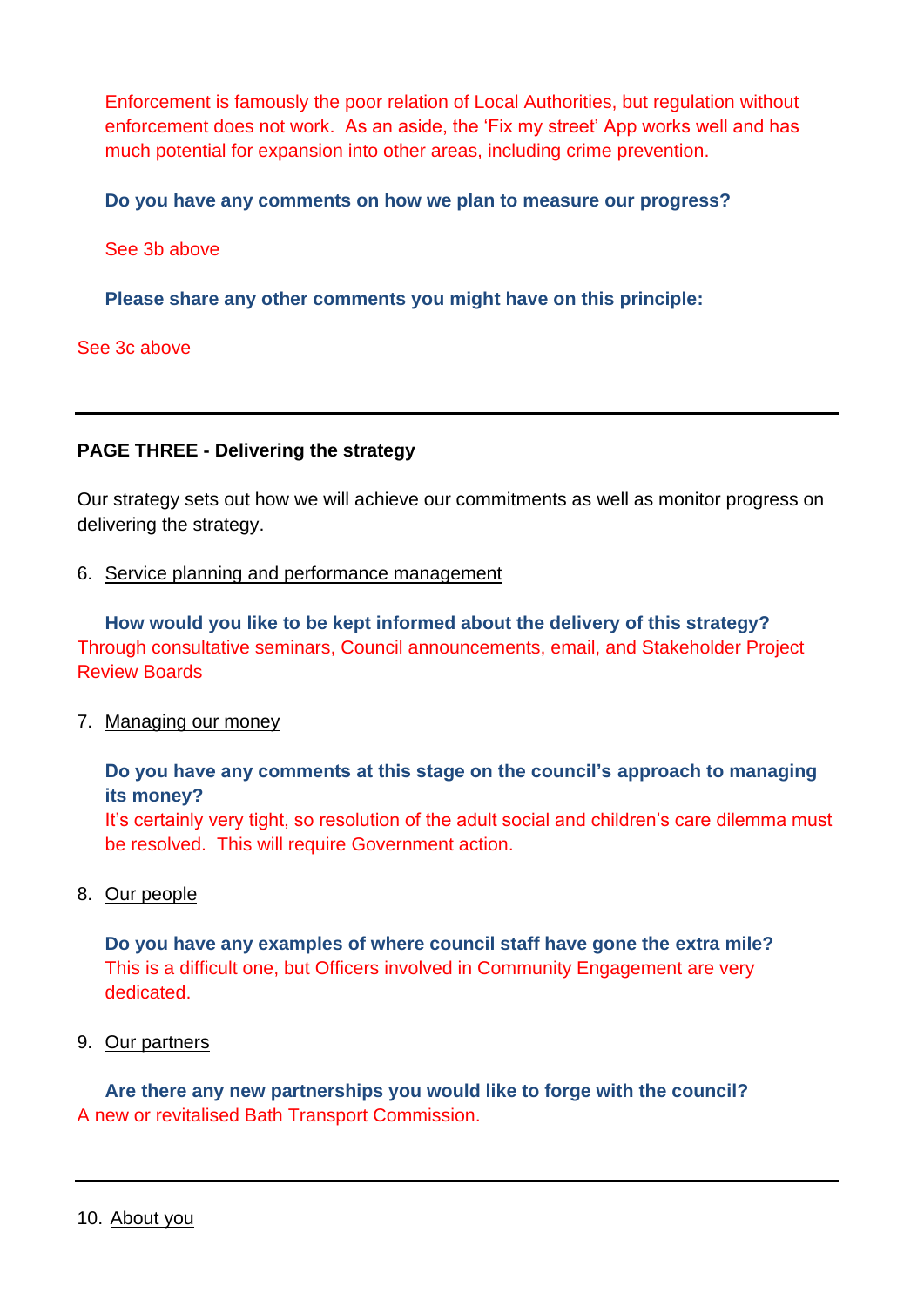Enforcement is famously the poor relation of Local Authorities, but regulation without enforcement does not work. As an aside, the 'Fix my street' App works well and has much potential for expansion into other areas, including crime prevention.

**Do you have any comments on how we plan to measure our progress?**

See 3b above

**Please share any other comments you might have on this principle:**

See 3c above

---

**PAGE THREE - Delivering the strategy**

Our strategy sets out how we will achieve our commitments as well as monitor progress on delivering the strategy.

6. Service planning and performance management

   **How would you like to be kept informed about the delivery of this strategy?**
Through consultative seminars, Council announcements, email, and Stakeholder Project Review Boards

7. Managing our money

   **Do you have any comments at this stage on the council's approach to managing its money?**
   It's certainly very tight, so resolution of the adult social and children's care dilemma must be resolved. This will require Government action.

8. Our people

   **Do you have any examples of where council staff have gone the extra mile?**
   This is a difficult one, but Officers involved in Community Engagement are very dedicated.

9. Our partners

   **Are there any new partnerships you would like to forge with the council?**
A new or revitalised Bath Transport Commission.

---

10. About you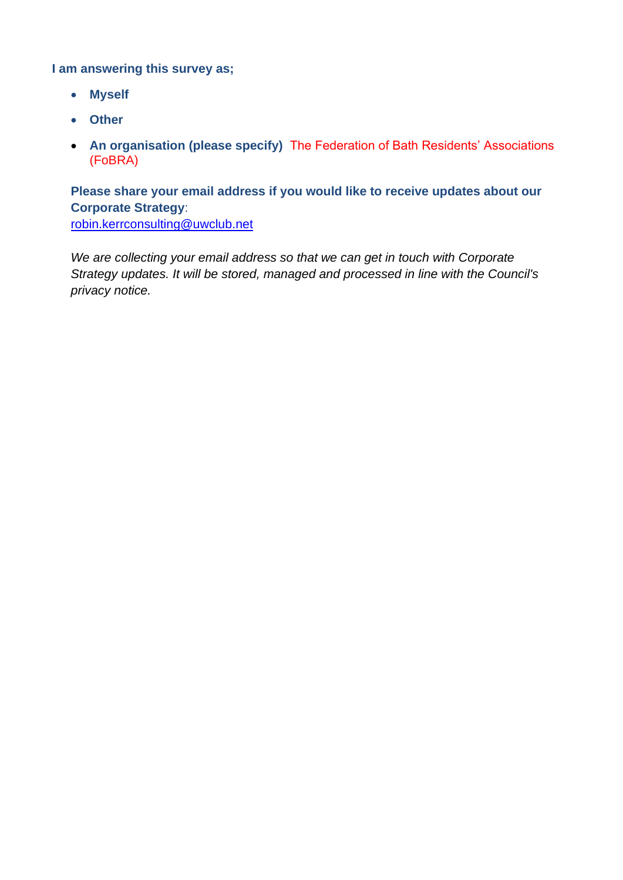**I am answering this survey as;**

- **Myself**
- **Other**
- **An organisation (please specify)** The Federation of Bath Residents' Associations (FoBRA)

**Please share your email address if you would like to receive updates about our Corporate Strategy**:
robin.kerrconsulting@uwclub.net

*We are collecting your email address so that we can get in touch with Corporate Strategy updates. It will be stored, managed and processed in line with the Council's privacy notice.*